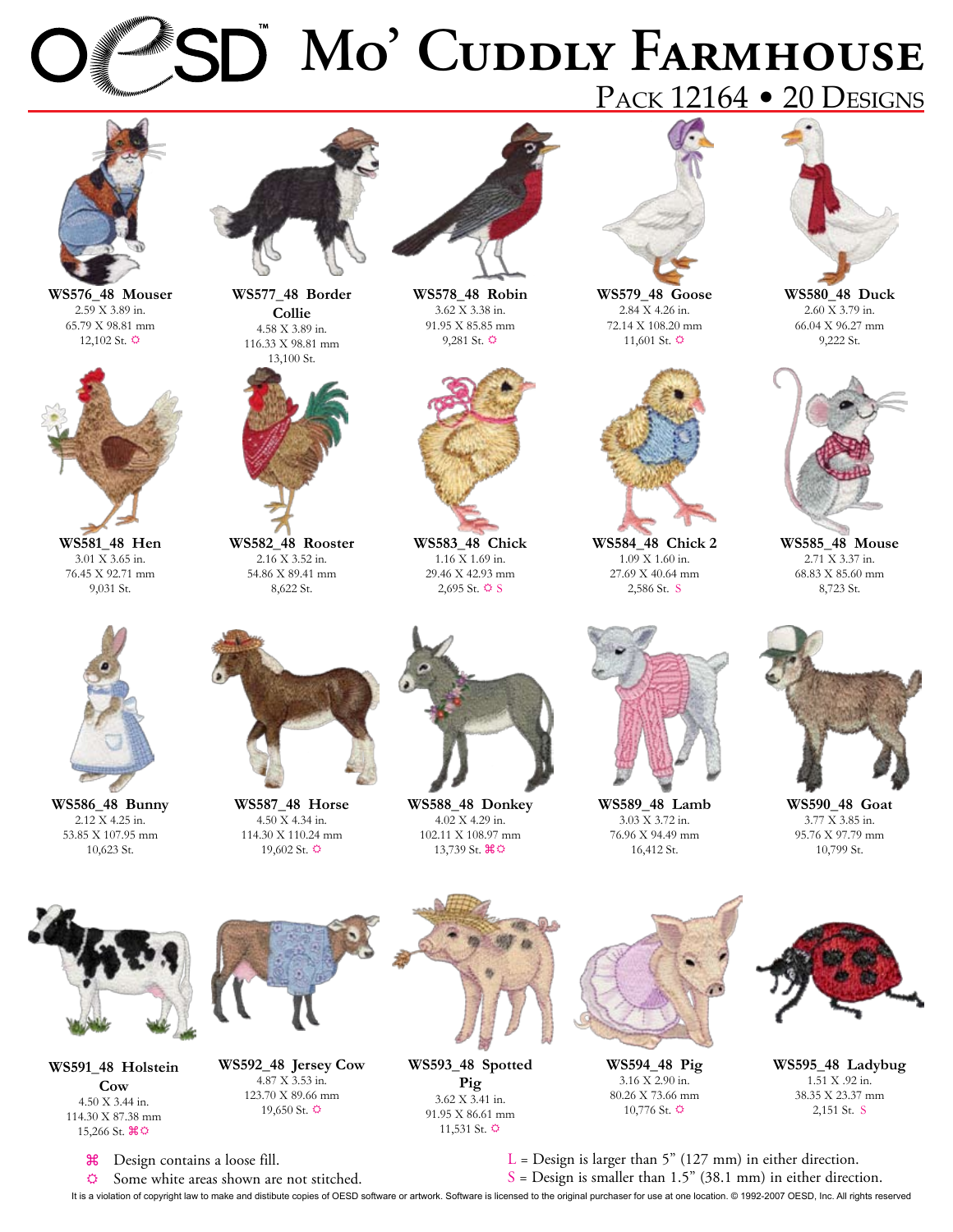# OESD Mo' Cuddly Farmhouse

## Pack 12164 • 20 Designs

**WS576_48 Mouser**
2.59 X 3.89 in.
65.79 X 98.81 mm
12,102 St. ✿

**WS577_48 Border Collie**
4.58 X 3.89 in.
116.33 X 98.81 mm
13,100 St.

**WS578_48 Robin**
3.62 X 3.38 in.
91.95 X 85.85 mm
9,281 St. ✿

**WS579_48 Goose**
2.84 X 4.26 in.
72.14 X 108.20 mm
11,601 St. ✿

**WS580_48 Duck**
2.60 X 3.79 in.
66.04 X 96.27 mm
9,222 St.

**WS581_48 Hen**
3.01 X 3.65 in.
76.45 X 92.71 mm
9,031 St.

**WS582_48 Rooster**
2.16 X 3.52 in.
54.86 X 89.41 mm
8,622 St.

**WS583_48 Chick**
1.16 X 1.69 in.
29.46 X 42.93 mm
2,695 St. ✿ S

**WS584_48 Chick 2**
1.09 X 1.60 in.
27.69 X 40.64 mm
2,586 St. S

**WS585_48 Mouse**
2.71 X 3.37 in.
68.83 X 85.60 mm
8,723 St.

**WS586_48 Bunny**
2.12 X 4.25 in.
53.85 X 107.95 mm
10,623 St.

**WS587_48 Horse**
4.50 X 4.34 in.
114.30 X 110.24 mm
19,602 St. ✿

**WS588_48 Donkey**
4.02 X 4.29 in.
102.11 X 108.97 mm
13,739 St. ⌘✿

**WS589_48 Lamb**
3.03 X 3.72 in.
76.96 X 94.49 mm
16,412 St.

**WS590_48 Goat**
3.77 X 3.85 in.
95.76 X 97.79 mm
10,799 St.

**WS591_48 Holstein Cow**
4.50 X 3.44 in.
114.30 X 87.38 mm
15,266 St. ⌘✿

**WS592_48 Jersey Cow**
4.87 X 3.53 in.
123.70 X 89.66 mm
19,650 St. ✿

**WS593_48 Spotted Pig**
3.62 X 3.41 in.
91.95 X 86.61 mm
11,531 St. ✿

**WS594_48 Pig**
3.16 X 2.90 in.
80.26 X 73.66 mm
10,776 St. ✿

**WS595_48 Ladybug**
1.51 X .92 in.
38.35 X 23.37 mm
2,151 St. S

⌘ Design contains a loose fill.
✿ Some white areas shown are not stitched.

L = Design is larger than 5" (127 mm) in either direction.
S = Design is smaller than 1.5" (38.1 mm) in either direction.

It is a violation of copyright law to make and distibute copies of OESD software or artwork. Software is licensed to the original purchaser for use at one location. © 1992-2007 OESD, Inc. All rights reserved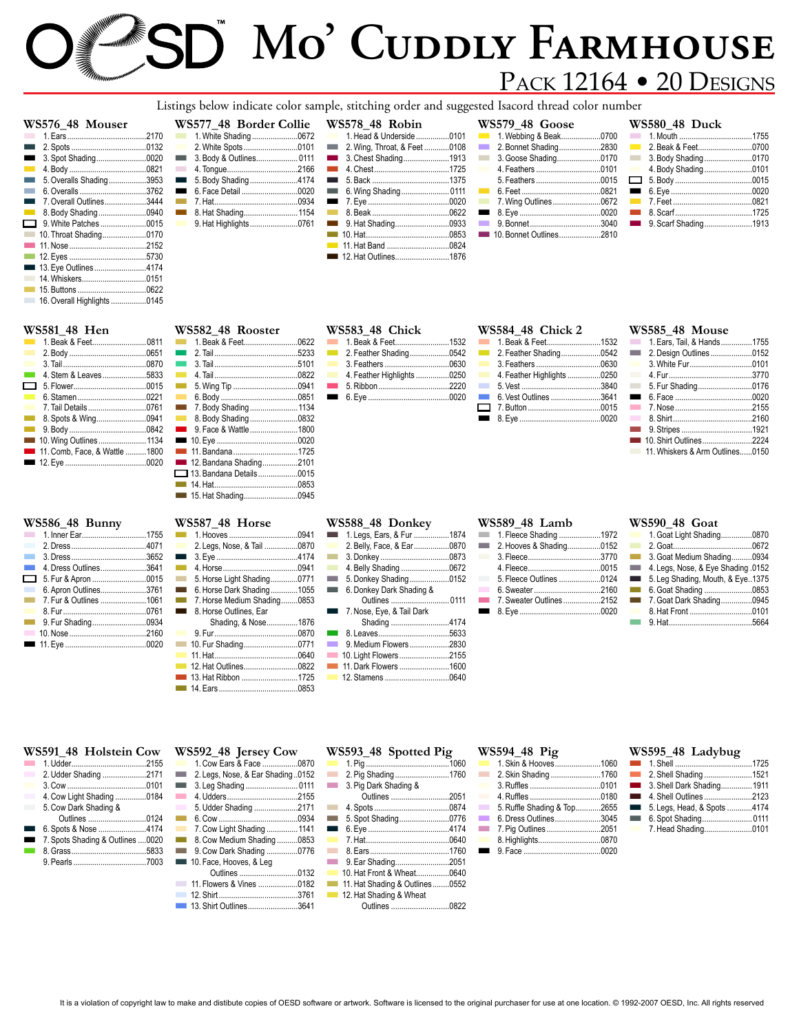# OESD Mo' Cuddly Farmhouse

## Pack 12164 • 20 Designs

Listings below indicate color sample, stitching order and suggested Isacord thread color number

### WS576_48 Mouser

1. Ears 2170
2. Spots 0132
3. Spot Shading 0020
4. Body 0821
5. Overalls Shading 3953
6. Overalls 3762
7. Overall Outlines 3444
8. Body Shading 0940
9. White Patches 0015
10. Throat Shading 0170
11. Nose 2152
12. Eyes 5730
13. Eye Outlines 4174
14. Whiskers 0151
15. Buttons 0622
16. Overall Highlights 0145

### WS577_48 Border Collie

1. White Shading 0672
2. White Spots 0101
3. Body & Outlines 0111
4. Tongue 2166
5. Body Shading 4174
6. Face Detail 0020
7. Hat 0934
8. Hat Shading 1154
9. Hat Highlights 0761

### WS578_48 Robin

1. Head & Underside 0101
2. Wing, Throat, & Feet 0108
3. Chest Shading 1913
4. Chest 1725
5. Back 1375
6. Wing Shading 0111
7. Eye 0020
8. Beak 0622
9. Hat Shading 0933
10. Hat 0853
11. Hat Band 0824
12. Hat Outlines 1876

### WS579_48 Goose

1. Webbing & Beak 0700
2. Bonnet Shading 2830
3. Goose Shading 0170
4. Feathers 0101
5. Feathers 0015
6. Feet 0821
7. Wing Outlines 0672
8. Eye 0020
9. Bonnet 3040
10. Bonnet Outlines 2810

### WS580_48 Duck

1. Mouth 1755
2. Beak & Feet 0700
3. Body Shading 0170
4. Body Shading 0101
5. Body 0015
6. Eye 0020
7. Feet 0821
8. Scarf 1725
9. Scarf Shading 1913

### WS581_48 Hen

1. Beak & Feet 0811
2. Body 0651
3. Tail 0870
4. Stem & Leaves 5833
5. Flower 0015
6. Stamen 0221
7. Tail Details 0761
8. Spots & Wing 0941
9. Body 0842
10. Wing Outlines 1134
11. Comb, Face, & Wattle 1800
12. Eye 0020

### WS582_48 Rooster

1. Beak & Feet 0622
2. Tail 5233
3. Tail 5101
4. Tail 0822
5. Wing Tip 0941
6. Body 0851
7. Body Shading 1134
8. Body Shading 0832
9. Face & Wattle 1800
10. Eye 0020
11. Bandana 1725
12. Bandana Shading 2101
13. Bandana Details 0015
14. Hat 0853
15. Hat Shading 0945

### WS583_48 Chick

1. Beak & Feet 1532
2. Feather Shading 0542
3. Feathers 0630
4. Feather Highlights 0250
5. Ribbon 2220
6. Eye 0020

### WS584_48 Chick 2

1. Beak & Feet 1532
2. Feather Shading 0542
3. Feathers 0630
4. Feather Highlights 0250
5. Vest 3840
6. Vest Outlines 3641
7. Button 0015
8. Eye 0020

### WS585_48 Mouse

1. Ears, Tail, & Hands 1755
2. Design Outlines 0152
3. White Fur 0101
4. Fur 3770
5. Fur Shading 0176
6. Face 0020
7. Nose 2155
8. Shirt 2160
9. Stripes 1921
10. Shirt Outlines 2224
11. Whiskers & Arm Outlines 0150

### WS586_48 Bunny

1. Inner Ear 1755
2. Dress 4071
3. Dress 3652
4. Dress Outlines 3641
5. Fur & Apron 0015
6. Apron Outlines 3761
7. Fur & Outlines 1061
8. Fur 0761
9. Fur Shading 0934
10. Nose 2160
11. Eye 0020

### WS587_48 Horse

1. Hooves 0941
2. Legs, Nose, & Tail 0870
3. Eye 4174
4. Horse 0941
5. Horse Light Shading 0771
6. Horse Dark Shading 1055
7. Horse Medium Shading 0853
8. Horse Outlines, Ear Shading, & Nose 1876
9. Fur 0870
10. Fur Shading 0771
11. Hat 0640
12. Hat Outlines 0822
13. Hat Ribbon 1725
14. Ears 0853

### WS588_48 Donkey

1. Legs, Ears, & Fur 1874
2. Belly, Face, & Ear 0870
3. Donkey 0873
4. Belly Shading 0672
5. Donkey Shading 0152
6. Donkey Dark Shading & Outlines 0111
7. Nose, Eye, & Tail Dark Shading 4174
8. Leaves 5633
9. Medium Flowers 2830
10. Light Flowers 2155
11. Dark Flowers 1600
12. Stamens 0640

### WS589_48 Lamb

1. Fleece Shading 1972
2. Hooves & Shading 0152
3. Fleece 3770
4. Fleece 0015
5. Fleece Outlines 0124
6. Sweater 2160
7. Sweater Outlines 2152
8. Eye 0020

### WS590_48 Goat

1. Goat Light Shading 0870
2. Goat 0672
3. Goat Medium Shading 0934
4. Legs, Nose, & Eye Shading 0152
5. Leg Shading, Mouth, & Eye 1375
6. Goat Shading 0853
7. Goat Dark Shading 0945
8. Hat Front 0101
9. Hat 5664

### WS591_48 Holstein Cow

1. Udder 2155
2. Udder Shading 2171
3. Cow 0101
4. Cow Light Shading 0184
5. Cow Dark Shading & Outlines 0124
6. Spots & Nose 4174
7. Spots Shading & Outlines 0020
8. Grass 5833
9. Pearls 7003

### WS592_48 Jersey Cow

1. Cow Ears & Face 0870
2. Legs, Nose, & Ear Shading 0152
3. Leg Shading 0111
4. Udders 2155
5. Udder Shading 2171
6. Cow 0934
7. Cow Light Shading 1141
8. Cow Medium Shading 0853
9. Cow Dark Shading 0776
10. Face, Hooves, & Leg Outlines 0132
11. Flowers & Vines 0182
12. Shirt 3761
13. Shirt Outlines 3641

### WS593_48 Spotted Pig

1. Pig 1060
2. Pig Shading 1760
3. Pig Dark Shading & Outlines 2051
4. Spots 0874
5. Spot Shading 0776
6. Eye 4174
7. Hat 0640
8. Ears 1760
9. Ear Shading 2051
10. Hat Front & Wheat 0640
11. Hat Shading & Outlines 0552
12. Hat Shading & Wheat Outlines 0822

### WS594_48 Pig

1. Skin & Hooves 1060
2. Skin Shading 1760
3. Ruffles 0101
4. Ruffles 0180
5. Ruffle Shading & Top 2655
6. Dress Outlines 3045
7. Pig Outlines 2051
8. Highlights 0870
9. Face 0020

### WS595_48 Ladybug

1. Shell 1725
2. Shell Shading 1521
3. Shell Dark Shading 1911
4. Shell Outlines 2123
5. Legs, Head, & Spots 4174
6. Spot Shading 0111
7. Head Shading 0101

It is a violation of copyright law to make and distibute copies of OESD software or artwork. Software is licensed to the original purchaser for use at one location. © 1992-2007 OESD, Inc. All rights reserved